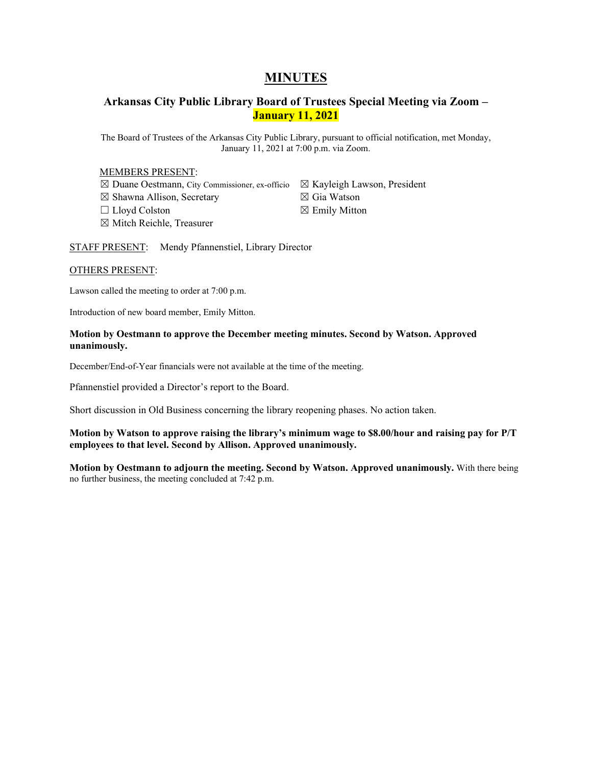# MINUTES

## Arkansas City Public Library Board of Trustees Special Meeting via Zoom – January 11, 2021

The Board of Trustees of the Arkansas City Public Library, pursuant to official notification, met Monday, January 11, 2021 at 7:00 p.m. via Zoom.

MEMBERS PRESENT:

- ☒ Duane Oestmann, City Commissioner, ex-officio
- ☒ Shawna Allison, Secretary
- ☐ Lloyd Colston
- ☒ Mitch Reichle, Treasurer
- ☒ Kayleigh Lawson, President
- ☒ Gia Watson
- ☒ Emily Mitton

STAFF PRESENT: Mendy Pfannenstiel, Library Director

OTHERS PRESENT:

Lawson called the meeting to order at 7:00 p.m.

Introduction of new board member, Emily Mitton.

**Motion by Oestmann to approve the December meeting minutes. Second by Watson. Approved unanimously.**

December/End-of-Year financials were not available at the time of the meeting.

Pfannenstiel provided a Director's report to the Board.

Short discussion in Old Business concerning the library reopening phases. No action taken.

**Motion by Watson to approve raising the library's minimum wage to $8.00/hour and raising pay for P/T employees to that level. Second by Allison. Approved unanimously.**

**Motion by Oestmann to adjourn the meeting. Second by Watson. Approved unanimously.** With there being no further business, the meeting concluded at 7:42 p.m.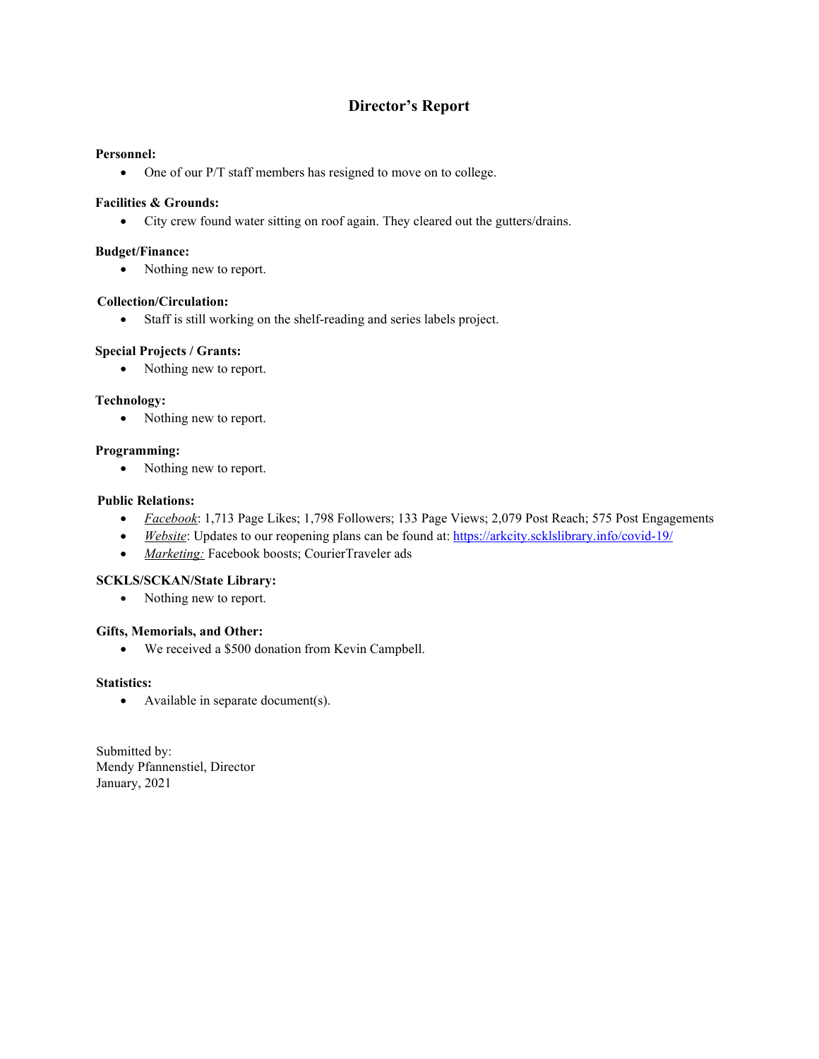# Director's Report

**Personnel:**

- One of our P/T staff members has resigned to move on to college.

**Facilities & Grounds:**

- City crew found water sitting on roof again. They cleared out the gutters/drains.

**Budget/Finance:**

- Nothing new to report.

**Collection/Circulation:**

- Staff is still working on the shelf-reading and series labels project.

**Special Projects / Grants:**

- Nothing new to report.

**Technology:**

- Nothing new to report.

**Programming:**

- Nothing new to report.

**Public Relations:**

- *Facebook*: 1,713 Page Likes; 1,798 Followers; 133 Page Views; 2,079 Post Reach; 575 Post Engagements
- *Website*: Updates to our reopening plans can be found at: https://arkcity.scklslibrary.info/covid-19/
- *Marketing:* Facebook boosts; CourierTraveler ads

**SCKLS/SCKAN/State Library:**

- Nothing new to report.

**Gifts, Memorials, and Other:**

- We received a $500 donation from Kevin Campbell.

**Statistics:**

- Available in separate document(s).

Submitted by:
Mendy Pfannenstiel, Director
January, 2021